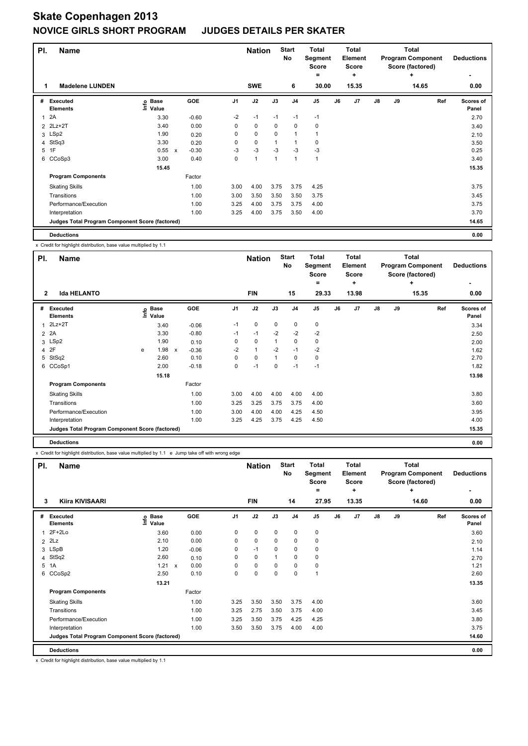# Skate Copenhagen 2013

## NOVICE GIRLS SHORT PROGRAM JUDGES DETAILS PER SKATER

| Pl. | Name | Nation | Start No | Total Segment Score = | Total Element Score + | Total Program Component Score (factored) + | Deductions - |
|---|---|---|---|---|---|---|---|
| 1 | Madelene LUNDEN | SWE | 6 | 30.00 | 15.35 | 14.65 | 0.00 |

| # | Executed Elements | Info | Base Value | | GOE | J1 | J2 | J3 | J4 | J5 | J6 | J7 | J8 | J9 | Ref | Scores of Panel |
|---|---|---|---|---|---|---|---|---|---|---|---|---|---|---|---|---|
| 1 | 2A | | 3.30 | | -0.60 | -2 | -1 | -1 | -1 | -1 | | | | | | 2.70 |
| 2 | 2Lz+2T | | 3.40 | | 0.00 | 0 | 0 | 0 | 0 | 0 | | | | | | 3.40 |
| 3 | LSp2 | | 1.90 | | 0.20 | 0 | 0 | 0 | 1 | 1 | | | | | | 2.10 |
| 4 | StSq3 | | 3.30 | | 0.20 | 0 | 0 | 1 | 1 | 0 | | | | | | 3.50 |
| 5 | 1F | | 0.55 | x | -0.30 | -3 | -3 | -3 | -3 | -3 | | | | | | 0.25 |
| 6 | CCoSp3 | | 3.00 | | 0.40 | 0 | 1 | 1 | 1 | 1 | | | | | | 3.40 |
| | | | 15.45 | | | | | | | | | | | | | 15.35 |
| | **Program Components** | | | | Factor | | | | | | | | | | | |
| | Skating Skills | | | | 1.00 | 3.00 | 4.00 | 3.75 | 3.75 | 4.25 | | | | | | 3.75 |
| | Transitions | | | | 1.00 | 3.00 | 3.50 | 3.50 | 3.50 | 3.75 | | | | | | 3.45 |
| | Performance/Execution | | | | 1.00 | 3.25 | 4.00 | 3.75 | 3.75 | 4.00 | | | | | | 3.75 |
| | Interpretation | | | | 1.00 | 3.25 | 4.00 | 3.75 | 3.50 | 4.00 | | | | | | 3.70 |
| | **Judges Total Program Component Score (factored)** | | | | | | | | | | | | | | | 14.65 |
| | **Deductions** | | | | | | | | | | | | | | | 0.00 |

x Credit for highlight distribution, base value multiplied by 1.1

| Pl. | Name | Nation | Start No | Total Segment Score = | Total Element Score + | Total Program Component Score (factored) + | Deductions - |
|---|---|---|---|---|---|---|---|
| 2 | Ida HELANTO | FIN | 15 | 29.33 | 13.98 | 15.35 | 0.00 |

| # | Executed Elements | Info | Base Value | | GOE | J1 | J2 | J3 | J4 | J5 | J6 | J7 | J8 | J9 | Ref | Scores of Panel |
|---|---|---|---|---|---|---|---|---|---|---|---|---|---|---|---|---|
| 1 | 2Lz+2T | | 3.40 | | -0.06 | -1 | 0 | 0 | 0 | 0 | | | | | | 3.34 |
| 2 | 2A | | 3.30 | | -0.80 | -1 | -1 | -2 | -2 | -2 | | | | | | 2.50 |
| 3 | LSp2 | | 1.90 | | 0.10 | 0 | 0 | 1 | 0 | 0 | | | | | | 2.00 |
| 4 | 2F | e | 1.98 | x | -0.36 | -2 | 1 | -2 | -1 | -2 | | | | | | 1.62 |
| 5 | StSq2 | | 2.60 | | 0.10 | 0 | 0 | 1 | 0 | 0 | | | | | | 2.70 |
| 6 | CCoSp1 | | 2.00 | | -0.18 | 0 | -1 | 0 | -1 | -1 | | | | | | 1.82 |
| | | | 15.18 | | | | | | | | | | | | | 13.98 |
| | **Program Components** | | | | Factor | | | | | | | | | | | |
| | Skating Skills | | | | 1.00 | 3.00 | 4.00 | 4.00 | 4.00 | 4.00 | | | | | | 3.80 |
| | Transitions | | | | 1.00 | 3.25 | 3.25 | 3.75 | 3.75 | 4.00 | | | | | | 3.60 |
| | Performance/Execution | | | | 1.00 | 3.00 | 4.00 | 4.00 | 4.25 | 4.50 | | | | | | 3.95 |
| | Interpretation | | | | 1.00 | 3.25 | 4.25 | 3.75 | 4.25 | 4.50 | | | | | | 4.00 |
| | **Judges Total Program Component Score (factored)** | | | | | | | | | | | | | | | 15.35 |
| | **Deductions** | | | | | | | | | | | | | | | 0.00 |

x Credit for highlight distribution, base value multiplied by 1.1 e Jump take off with wrong edge

| Pl. | Name | Nation | Start No | Total Segment Score = | Total Element Score + | Total Program Component Score (factored) + | Deductions - |
|---|---|---|---|---|---|---|---|
| 3 | Kiira KIVISAARI | FIN | 14 | 27.95 | 13.35 | 14.60 | 0.00 |

| # | Executed Elements | Info | Base Value | | GOE | J1 | J2 | J3 | J4 | J5 | J6 | J7 | J8 | J9 | Ref | Scores of Panel |
|---|---|---|---|---|---|---|---|---|---|---|---|---|---|---|---|---|
| 1 | 2F+2Lo | | 3.60 | | 0.00 | 0 | 0 | 0 | 0 | 0 | | | | | | 3.60 |
| 2 | 2Lz | | 2.10 | | 0.00 | 0 | 0 | 0 | 0 | 0 | | | | | | 2.10 |
| 3 | LSpB | | 1.20 | | -0.06 | 0 | -1 | 0 | 0 | 0 | | | | | | 1.14 |
| 4 | StSq2 | | 2.60 | | 0.10 | 0 | 0 | 1 | 0 | 0 | | | | | | 2.70 |
| 5 | 1A | | 1.21 | x | 0.00 | 0 | 0 | 0 | 0 | 0 | | | | | | 1.21 |
| 6 | CCoSp2 | | 2.50 | | 0.10 | 0 | 0 | 0 | 0 | 1 | | | | | | 2.60 |
| | | | 13.21 | | | | | | | | | | | | | 13.35 |
| | **Program Components** | | | | Factor | | | | | | | | | | | |
| | Skating Skills | | | | 1.00 | 3.25 | 3.50 | 3.50 | 3.75 | 4.00 | | | | | | 3.60 |
| | Transitions | | | | 1.00 | 3.25 | 2.75 | 3.50 | 3.75 | 4.00 | | | | | | 3.45 |
| | Performance/Execution | | | | 1.00 | 3.25 | 3.50 | 3.75 | 4.25 | 4.25 | | | | | | 3.80 |
| | Interpretation | | | | 1.00 | 3.50 | 3.50 | 3.75 | 4.00 | 4.00 | | | | | | 3.75 |
| | **Judges Total Program Component Score (factored)** | | | | | | | | | | | | | | | 14.60 |
| | **Deductions** | | | | | | | | | | | | | | | 0.00 |

x Credit for highlight distribution, base value multiplied by 1.1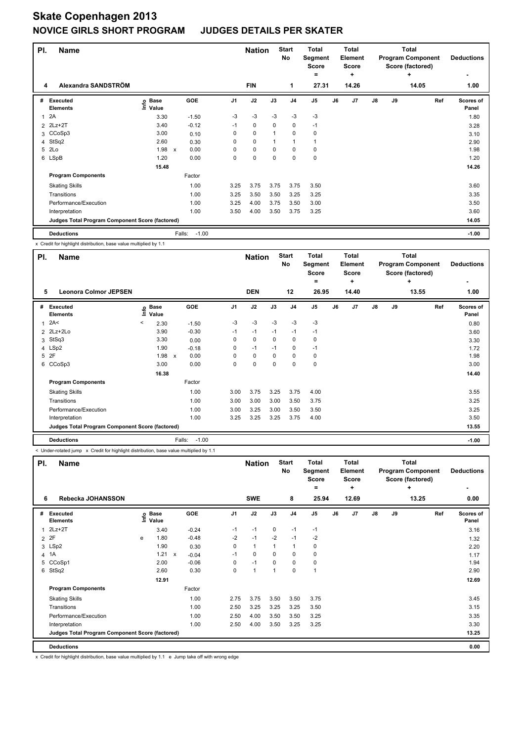# Skate Copenhagen 2013

## NOVICE GIRLS SHORT PROGRAM JUDGES DETAILS PER SKATER

| Pl. | Name | Nation | Start No | Total Segment Score = | Total Element Score + | Total Program Component Score (factored) + | Deductions - |
|---|---|---|---|---|---|---|---|
| 4 | Alexandra SANDSTRÖM | FIN | 1 | 27.31 | 14.26 | 14.05 | 1.00 |

| # | Executed Elements | Info | Base Value | | GOE | J1 | J2 | J3 | J4 | J5 | J6 | J7 | J8 | J9 | Ref | Scores of Panel |
|---|---|---|---|---|---|---|---|---|---|---|---|---|---|---|---|---|
| 1 | 2A | | 3.30 | | -1.50 | -3 | -3 | -3 | -3 | -3 | | | | | | 1.80 |
| 2 | 2Lz+2T | | 3.40 | | -0.12 | -1 | 0 | 0 | 0 | -1 | | | | | | 3.28 |
| 3 | CCoSp3 | | 3.00 | | 0.10 | 0 | 0 | 1 | 0 | 0 | | | | | | 3.10 |
| 4 | StSq2 | | 2.60 | | 0.30 | 0 | 0 | 1 | 1 | 1 | | | | | | 2.90 |
| 5 | 2Lo | | 1.98 | x | 0.00 | 0 | 0 | 0 | 0 | 0 | | | | | | 1.98 |
| 6 | LSpB | | 1.20 | | 0.00 | 0 | 0 | 0 | 0 | 0 | | | | | | 1.20 |
| | | | 15.48 | | | | | | | | | | | | | 14.26 |
| | **Program Components** | | | | Factor | | | | | | | | | | | |
| | Skating Skills | | | | 1.00 | 3.25 | 3.75 | 3.75 | 3.75 | 3.50 | | | | | | 3.60 |
| | Transitions | | | | 1.00 | 3.25 | 3.50 | 3.50 | 3.25 | 3.25 | | | | | | 3.35 |
| | Performance/Execution | | | | 1.00 | 3.25 | 4.00 | 3.75 | 3.50 | 3.00 | | | | | | 3.50 |
| | Interpretation | | | | 1.00 | 3.50 | 4.00 | 3.50 | 3.75 | 3.25 | | | | | | 3.60 |
| | **Judges Total Program Component Score (factored)** | | | | | | | | | | | | | | | 14.05 |
| | **Deductions** | | | | Falls: -1.00 | | | | | | | | | | | -1.00 |

x Credit for highlight distribution, base value multiplied by 1.1

| Pl. | Name | Nation | Start No | Total Segment Score = | Total Element Score + | Total Program Component Score (factored) + | Deductions - |
|---|---|---|---|---|---|---|---|
| 5 | Leonora Colmor JEPSEN | DEN | 12 | 26.95 | 14.40 | 13.55 | 1.00 |

| # | Executed Elements | Info | Base Value | | GOE | J1 | J2 | J3 | J4 | J5 | J6 | J7 | J8 | J9 | Ref | Scores of Panel |
|---|---|---|---|---|---|---|---|---|---|---|---|---|---|---|---|---|
| 1 | 2A< | < | 2.30 | | -1.50 | -3 | -3 | -3 | -3 | -3 | | | | | | 0.80 |
| 2 | 2Lz+2Lo | | 3.90 | | -0.30 | -1 | -1 | -1 | -1 | -1 | | | | | | 3.60 |
| 3 | StSq3 | | 3.30 | | 0.00 | 0 | 0 | 0 | 0 | 0 | | | | | | 3.30 |
| 4 | LSp2 | | 1.90 | | -0.18 | 0 | -1 | -1 | 0 | -1 | | | | | | 1.72 |
| 5 | 2F | | 1.98 | x | 0.00 | 0 | 0 | 0 | 0 | 0 | | | | | | 1.98 |
| 6 | CCoSp3 | | 3.00 | | 0.00 | 0 | 0 | 0 | 0 | 0 | | | | | | 3.00 |
| | | | 16.38 | | | | | | | | | | | | | 14.40 |
| | **Program Components** | | | | Factor | | | | | | | | | | | |
| | Skating Skills | | | | 1.00 | 3.00 | 3.75 | 3.25 | 3.75 | 4.00 | | | | | | 3.55 |
| | Transitions | | | | 1.00 | 3.00 | 3.00 | 3.00 | 3.50 | 3.75 | | | | | | 3.25 |
| | Performance/Execution | | | | 1.00 | 3.00 | 3.25 | 3.00 | 3.50 | 3.50 | | | | | | 3.25 |
| | Interpretation | | | | 1.00 | 3.25 | 3.25 | 3.25 | 3.75 | 4.00 | | | | | | 3.50 |
| | **Judges Total Program Component Score (factored)** | | | | | | | | | | | | | | | 13.55 |
| | **Deductions** | | | | Falls: -1.00 | | | | | | | | | | | -1.00 |

< Under-rotated jump x Credit for highlight distribution, base value multiplied by 1.1

| Pl. | Name | Nation | Start No | Total Segment Score = | Total Element Score + | Total Program Component Score (factored) + | Deductions - |
|---|---|---|---|---|---|---|---|
| 6 | Rebecka JOHANSSON | SWE | 8 | 25.94 | 12.69 | 13.25 | 0.00 |

| # | Executed Elements | Info | Base Value | | GOE | J1 | J2 | J3 | J4 | J5 | J6 | J7 | J8 | J9 | Ref | Scores of Panel |
|---|---|---|---|---|---|---|---|---|---|---|---|---|---|---|---|---|
| 1 | 2Lz+2T | | 3.40 | | -0.24 | -1 | -1 | 0 | -1 | -1 | | | | | | 3.16 |
| 2 | 2F | e | 1.80 | | -0.48 | -2 | -1 | -2 | -1 | -2 | | | | | | 1.32 |
| 3 | LSp2 | | 1.90 | | 0.30 | 0 | 1 | 1 | 1 | 0 | | | | | | 2.20 |
| 4 | 1A | | 1.21 | x | -0.04 | -1 | 0 | 0 | 0 | 0 | | | | | | 1.17 |
| 5 | CCoSp1 | | 2.00 | | -0.06 | 0 | -1 | 0 | 0 | 0 | | | | | | 1.94 |
| 6 | StSq2 | | 2.60 | | 0.30 | 0 | 1 | 1 | 0 | 1 | | | | | | 2.90 |
| | | | 12.91 | | | | | | | | | | | | | 12.69 |
| | **Program Components** | | | | Factor | | | | | | | | | | | |
| | Skating Skills | | | | 1.00 | 2.75 | 3.75 | 3.50 | 3.50 | 3.75 | | | | | | 3.45 |
| | Transitions | | | | 1.00 | 2.50 | 3.25 | 3.25 | 3.25 | 3.50 | | | | | | 3.15 |
| | Performance/Execution | | | | 1.00 | 2.50 | 4.00 | 3.50 | 3.50 | 3.25 | | | | | | 3.35 |
| | Interpretation | | | | 1.00 | 2.50 | 4.00 | 3.50 | 3.25 | 3.25 | | | | | | 3.30 |
| | **Judges Total Program Component Score (factored)** | | | | | | | | | | | | | | | 13.25 |
| | **Deductions** | | | | | | | | | | | | | | | 0.00 |

x Credit for highlight distribution, base value multiplied by 1.1 e Jump take off with wrong edge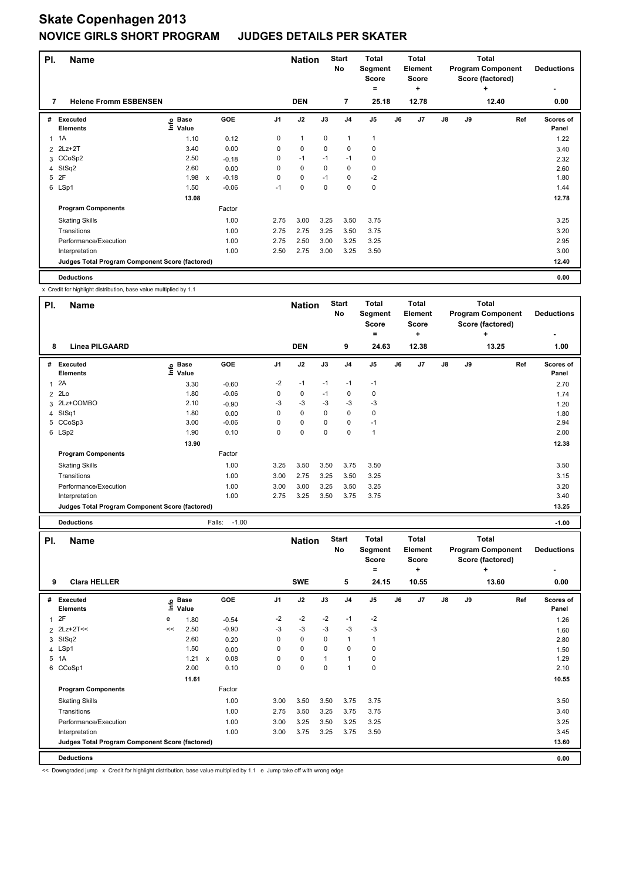# Skate Copenhagen 2013

## NOVICE GIRLS SHORT PROGRAM JUDGES DETAILS PER SKATER

| Pl. | Name | Nation | Start No | Total Segment Score = | Total Element Score + | Total Program Component Score (factored) + | Deductions - |
|---|---|---|---|---|---|---|---|
| 7 | Helene Fromm ESBENSEN | DEN | 7 | 25.18 | 12.78 | 12.40 | 0.00 |

| # | Executed Elements | Info | Base Value | | GOE | J1 | J2 | J3 | J4 | J5 | J6 | J7 | J8 | J9 | Ref | Scores of Panel |
|---|---|---|---|---|---|---|---|---|---|---|---|---|---|---|---|---|
| 1 | 1A | | 1.10 | | 0.12 | 0 | 1 | 0 | 1 | 1 | | | | | | 1.22 |
| 2 | 2Lz+2T | | 3.40 | | 0.00 | 0 | 0 | 0 | 0 | 0 | | | | | | 3.40 |
| 3 | CCoSp2 | | 2.50 | | -0.18 | 0 | -1 | -1 | -1 | 0 | | | | | | 2.32 |
| 4 | StSq2 | | 2.60 | | 0.00 | 0 | 0 | 0 | 0 | 0 | | | | | | 2.60 |
| 5 | 2F | | 1.98 | x | -0.18 | 0 | 0 | -1 | 0 | -2 | | | | | | 1.80 |
| 6 | LSp1 | | 1.50 | | -0.06 | -1 | 0 | 0 | 0 | 0 | | | | | | 1.44 |
| | | | 13.08 | | | | | | | | | | | | | 12.78 |
| | **Program Components** | | | | Factor | | | | | | | | | | | |
| | Skating Skills | | | | 1.00 | 2.75 | 3.00 | 3.25 | 3.50 | 3.75 | | | | | | 3.25 |
| | Transitions | | | | 1.00 | 2.75 | 2.75 | 3.25 | 3.50 | 3.75 | | | | | | 3.20 |
| | Performance/Execution | | | | 1.00 | 2.75 | 2.50 | 3.00 | 3.25 | 3.25 | | | | | | 2.95 |
| | Interpretation | | | | 1.00 | 2.50 | 2.75 | 3.00 | 3.25 | 3.50 | | | | | | 3.00 |
| | **Judges Total Program Component Score (factored)** | | | | | | | | | | | | | | | 12.40 |
| | **Deductions** | | | | | | | | | | | | | | | 0.00 |

x Credit for highlight distribution, base value multiplied by 1.1

| Pl. | Name | Nation | Start No | Total Segment Score = | Total Element Score + | Total Program Component Score (factored) + | Deductions - |
|---|---|---|---|---|---|---|---|
| 8 | Linea PILGAARD | DEN | 9 | 24.63 | 12.38 | 13.25 | 1.00 |

| # | Executed Elements | Info | Base Value | | GOE | J1 | J2 | J3 | J4 | J5 | J6 | J7 | J8 | J9 | Ref | Scores of Panel |
|---|---|---|---|---|---|---|---|---|---|---|---|---|---|---|---|---|
| 1 | 2A | | 3.30 | | -0.60 | -2 | -1 | -1 | -1 | -1 | | | | | | 2.70 |
| 2 | 2Lo | | 1.80 | | -0.06 | 0 | 0 | -1 | 0 | 0 | | | | | | 1.74 |
| 3 | 2Lz+COMBO | | 2.10 | | -0.90 | -3 | -3 | -3 | -3 | -3 | | | | | | 1.20 |
| 4 | StSq1 | | 1.80 | | 0.00 | 0 | 0 | 0 | 0 | 0 | | | | | | 1.80 |
| 5 | CCoSp3 | | 3.00 | | -0.06 | 0 | 0 | 0 | 0 | -1 | | | | | | 2.94 |
| 6 | LSp2 | | 1.90 | | 0.10 | 0 | 0 | 0 | 0 | 1 | | | | | | 2.00 |
| | | | 13.90 | | | | | | | | | | | | | 12.38 |
| | **Program Components** | | | | Factor | | | | | | | | | | | |
| | Skating Skills | | | | 1.00 | 3.25 | 3.50 | 3.50 | 3.75 | 3.50 | | | | | | 3.50 |
| | Transitions | | | | 1.00 | 3.00 | 2.75 | 3.25 | 3.50 | 3.25 | | | | | | 3.15 |
| | Performance/Execution | | | | 1.00 | 3.00 | 3.00 | 3.25 | 3.50 | 3.25 | | | | | | 3.20 |
| | Interpretation | | | | 1.00 | 2.75 | 3.25 | 3.50 | 3.75 | 3.75 | | | | | | 3.40 |
| | **Judges Total Program Component Score (factored)** | | | | | | | | | | | | | | | 13.25 |
| | **Deductions** | | | | Falls: -1.00 | | | | | | | | | | | -1.00 |

| Pl. | Name | Nation | Start No | Total Segment Score = | Total Element Score + | Total Program Component Score (factored) + | Deductions - |
|---|---|---|---|---|---|---|---|
| 9 | Clara HELLER | SWE | 5 | 24.15 | 10.55 | 13.60 | 0.00 |

| # | Executed Elements | Info | Base Value | | GOE | J1 | J2 | J3 | J4 | J5 | J6 | J7 | J8 | J9 | Ref | Scores of Panel |
|---|---|---|---|---|---|---|---|---|---|---|---|---|---|---|---|---|
| 1 | 2F | e | 1.80 | | -0.54 | -2 | -2 | -2 | -1 | -2 | | | | | | 1.26 |
| 2 | 2Lz+2T<< | << | 2.50 | | -0.90 | -3 | -3 | -3 | -3 | -3 | | | | | | 1.60 |
| 3 | StSq2 | | 2.60 | | 0.20 | 0 | 0 | 0 | 1 | 1 | | | | | | 2.80 |
| 4 | LSp1 | | 1.50 | | 0.00 | 0 | 0 | 0 | 0 | 0 | | | | | | 1.50 |
| 5 | 1A | | 1.21 | x | 0.08 | 0 | 0 | 1 | 1 | 0 | | | | | | 1.29 |
| 6 | CCoSp1 | | 2.00 | | 0.10 | 0 | 0 | 0 | 1 | 0 | | | | | | 2.10 |
| | | | 11.61 | | | | | | | | | | | | | 10.55 |
| | **Program Components** | | | | Factor | | | | | | | | | | | |
| | Skating Skills | | | | 1.00 | 3.00 | 3.50 | 3.50 | 3.75 | 3.75 | | | | | | 3.50 |
| | Transitions | | | | 1.00 | 2.75 | 3.50 | 3.25 | 3.75 | 3.75 | | | | | | 3.40 |
| | Performance/Execution | | | | 1.00 | 3.00 | 3.25 | 3.50 | 3.25 | 3.25 | | | | | | 3.25 |
| | Interpretation | | | | 1.00 | 3.00 | 3.75 | 3.25 | 3.75 | 3.50 | | | | | | 3.45 |
| | **Judges Total Program Component Score (factored)** | | | | | | | | | | | | | | | 13.60 |
| | **Deductions** | | | | | | | | | | | | | | | 0.00 |

<< Downgraded jump x Credit for highlight distribution, base value multiplied by 1.1 e Jump take off with wrong edge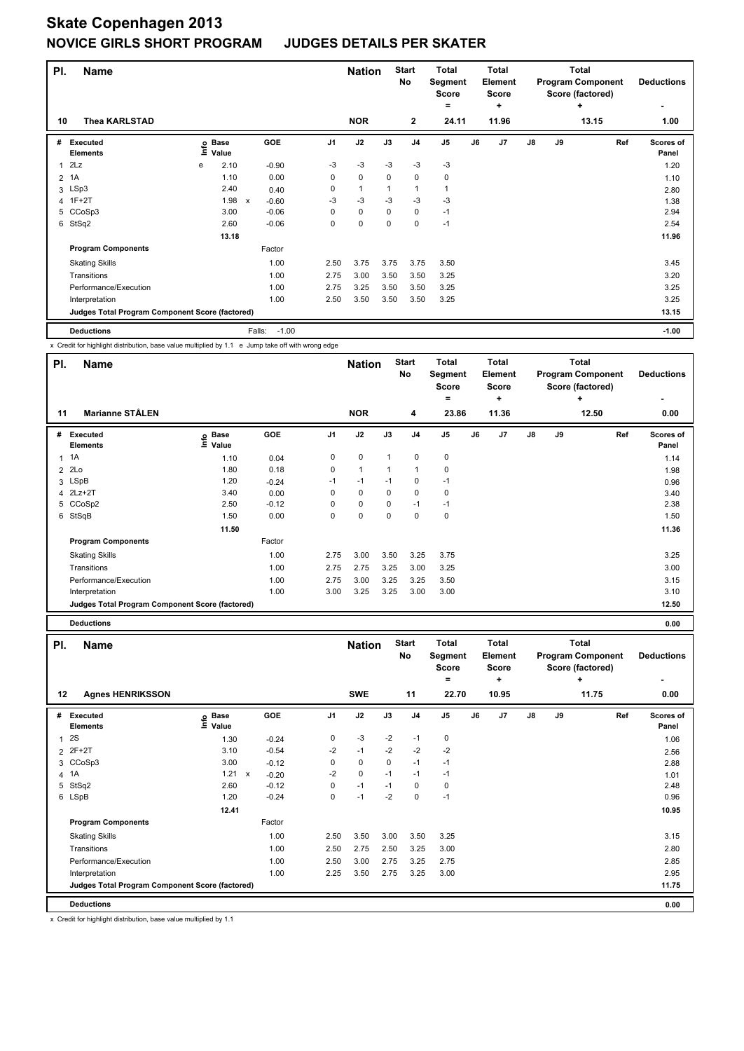# Skate Copenhagen 2013

## NOVICE GIRLS SHORT PROGRAM    JUDGES DETAILS PER SKATER

| Pl. | Name | Nation | Start No | Total Segment Score = | Total Element Score + | Total Program Component Score (factored) + | Deductions - |
|---|---|---|---|---|---|---|---|
| 10 | Thea KARLSTAD | NOR | 2 | 24.11 | 11.96 | 13.15 | 1.00 |

| # | Executed Elements | Info | Base Value | | GOE | J1 | J2 | J3 | J4 | J5 | J6 | J7 | J8 | J9 | Ref | Scores of Panel |
|---|---|---|---|---|---|---|---|---|---|---|---|---|---|---|---|---|
| 1 | 2Lz | e | 2.10 | | -0.90 | -3 | -3 | -3 | -3 | -3 | | | | | | 1.20 |
| 2 | 1A | | 1.10 | | 0.00 | 0 | 0 | 0 | 0 | 0 | | | | | | 1.10 |
| 3 | LSp3 | | 2.40 | | 0.40 | 0 | 1 | 1 | 1 | 1 | | | | | | 2.80 |
| 4 | 1F+2T | | 1.98 | x | -0.60 | -3 | -3 | -3 | -3 | -3 | | | | | | 1.38 |
| 5 | CCoSp3 | | 3.00 | | -0.06 | 0 | 0 | 0 | 0 | -1 | | | | | | 2.94 |
| 6 | StSq2 | | 2.60 | | -0.06 | 0 | 0 | 0 | 0 | -1 | | | | | | 2.54 |
| | | | 13.18 | | | | | | | | | | | | | 11.96 |
| | **Program Components** | | | | Factor | | | | | | | | | | | |
| | Skating Skills | | | | 1.00 | 2.50 | 3.75 | 3.75 | 3.75 | 3.50 | | | | | | 3.45 |
| | Transitions | | | | 1.00 | 2.75 | 3.00 | 3.50 | 3.50 | 3.25 | | | | | | 3.20 |
| | Performance/Execution | | | | 1.00 | 2.75 | 3.25 | 3.50 | 3.50 | 3.25 | | | | | | 3.25 |
| | Interpretation | | | | 1.00 | 2.50 | 3.50 | 3.50 | 3.50 | 3.25 | | | | | | 3.25 |
| | **Judges Total Program Component Score (factored)** | | | | | | | | | | | | | | | 13.15 |
| | **Deductions** | | | | Falls: -1.00 | | | | | | | | | | | -1.00 |

x Credit for highlight distribution, base value multiplied by 1.1   e Jump take off with wrong edge

| Pl. | Name | Nation | Start No | Total Segment Score = | Total Element Score + | Total Program Component Score (factored) + | Deductions - |
|---|---|---|---|---|---|---|---|
| 11 | Marianne STÅLEN | NOR | 4 | 23.86 | 11.36 | 12.50 | 0.00 |

| # | Executed Elements | Info | Base Value | GOE | J1 | J2 | J3 | J4 | J5 | J6 | J7 | J8 | J9 | Ref | Scores of Panel |
|---|---|---|---|---|---|---|---|---|---|---|---|---|---|---|---|
| 1 | 1A | | 1.10 | 0.04 | 0 | 0 | 1 | 0 | 0 | | | | | | 1.14 |
| 2 | 2Lo | | 1.80 | 0.18 | 0 | 1 | 1 | 1 | 0 | | | | | | 1.98 |
| 3 | LSpB | | 1.20 | -0.24 | -1 | -1 | -1 | 0 | -1 | | | | | | 0.96 |
| 4 | 2Lz+2T | | 3.40 | 0.00 | 0 | 0 | 0 | 0 | 0 | | | | | | 3.40 |
| 5 | CCoSp2 | | 2.50 | -0.12 | 0 | 0 | 0 | -1 | -1 | | | | | | 2.38 |
| 6 | StSqB | | 1.50 | 0.00 | 0 | 0 | 0 | 0 | 0 | | | | | | 1.50 |
| | | | 11.50 | | | | | | | | | | | | 11.36 |
| | **Program Components** | | | Factor | | | | | | | | | | | |
| | Skating Skills | | | 1.00 | 2.75 | 3.00 | 3.50 | 3.25 | 3.75 | | | | | | 3.25 |
| | Transitions | | | 1.00 | 2.75 | 2.75 | 3.25 | 3.00 | 3.25 | | | | | | 3.00 |
| | Performance/Execution | | | 1.00 | 2.75 | 3.00 | 3.25 | 3.25 | 3.50 | | | | | | 3.15 |
| | Interpretation | | | 1.00 | 3.00 | 3.25 | 3.25 | 3.00 | 3.00 | | | | | | 3.10 |
| | **Judges Total Program Component Score (factored)** | | | | | | | | | | | | | | 12.50 |
| | **Deductions** | | | | | | | | | | | | | | 0.00 |

| Pl. | Name | Nation | Start No | Total Segment Score = | Total Element Score + | Total Program Component Score (factored) + | Deductions - |
|---|---|---|---|---|---|---|---|
| 12 | Agnes HENRIKSSON | SWE | 11 | 22.70 | 10.95 | 11.75 | 0.00 |

| # | Executed Elements | Info | Base Value | | GOE | J1 | J2 | J3 | J4 | J5 | J6 | J7 | J8 | J9 | Ref | Scores of Panel |
|---|---|---|---|---|---|---|---|---|---|---|---|---|---|---|---|---|
| 1 | 2S | | 1.30 | | -0.24 | 0 | -3 | -2 | -1 | 0 | | | | | | 1.06 |
| 2 | 2F+2T | | 3.10 | | -0.54 | -2 | -1 | -2 | -2 | -2 | | | | | | 2.56 |
| 3 | CCoSp3 | | 3.00 | | -0.12 | 0 | 0 | 0 | -1 | -1 | | | | | | 2.88 |
| 4 | 1A | | 1.21 | x | -0.20 | -2 | 0 | -1 | -1 | -1 | | | | | | 1.01 |
| 5 | StSq2 | | 2.60 | | -0.12 | 0 | -1 | -1 | 0 | 0 | | | | | | 2.48 |
| 6 | LSpB | | 1.20 | | -0.24 | 0 | -1 | -2 | 0 | -1 | | | | | | 0.96 |
| | | | 12.41 | | | | | | | | | | | | | 10.95 |
| | **Program Components** | | | | Factor | | | | | | | | | | | |
| | Skating Skills | | | | 1.00 | 2.50 | 3.50 | 3.00 | 3.50 | 3.25 | | | | | | 3.15 |
| | Transitions | | | | 1.00 | 2.50 | 2.75 | 2.50 | 3.25 | 3.00 | | | | | | 2.80 |
| | Performance/Execution | | | | 1.00 | 2.50 | 3.00 | 2.75 | 3.25 | 2.75 | | | | | | 2.85 |
| | Interpretation | | | | 1.00 | 2.25 | 3.50 | 2.75 | 3.25 | 3.00 | | | | | | 2.95 |
| | **Judges Total Program Component Score (factored)** | | | | | | | | | | | | | | | 11.75 |
| | **Deductions** | | | | | | | | | | | | | | | 0.00 |

x Credit for highlight distribution, base value multiplied by 1.1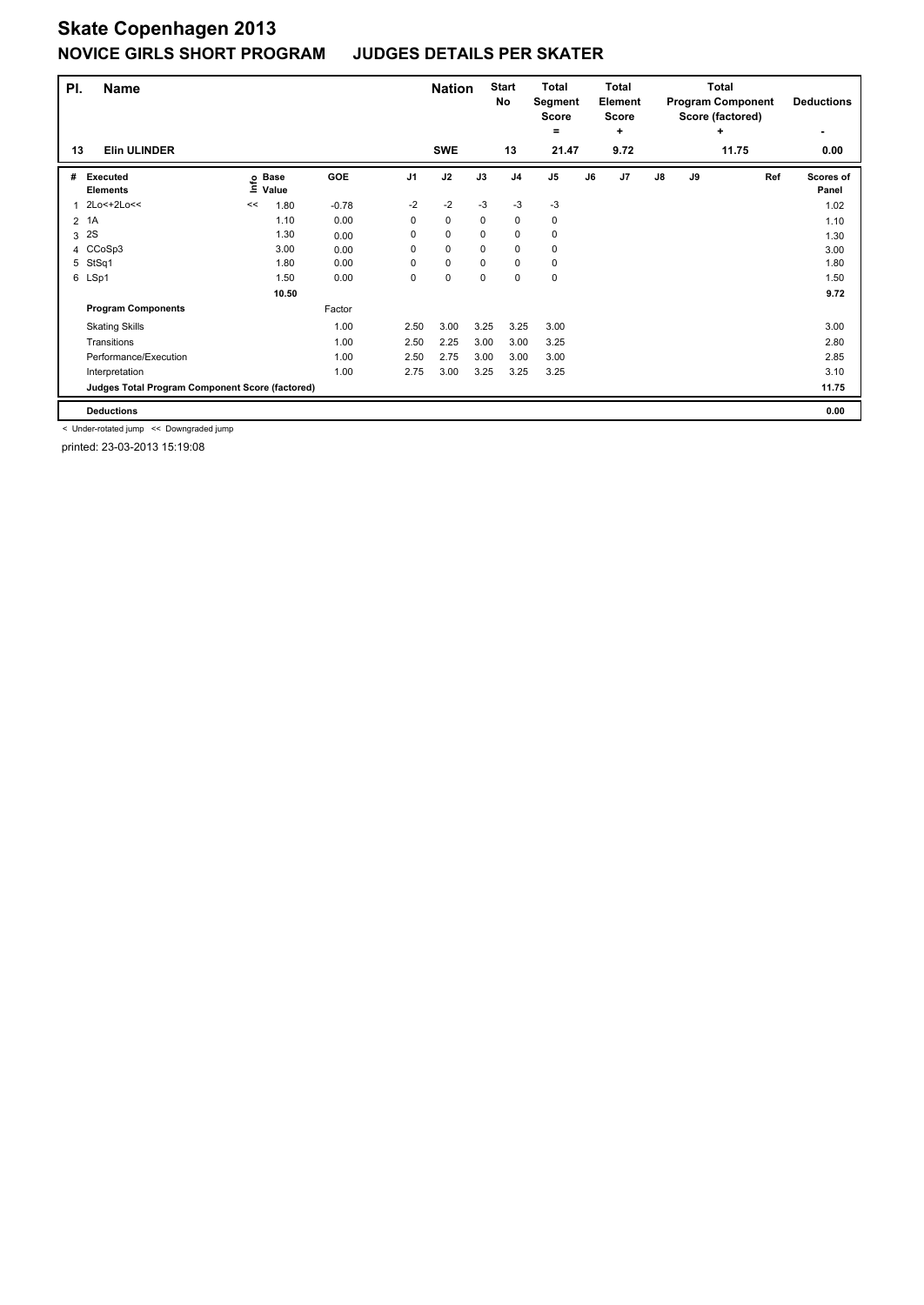# Skate Copenhagen 2013

## NOVICE GIRLS SHORT PROGRAM JUDGES DETAILS PER SKATER

| Pl. | Name | Nation | Start No | Total Segment Score = | Total Element Score + | Total Program Component Score (factored) + | Deductions - |
|---|---|---|---|---|---|---|---|
| 13 | Elin ULINDER | SWE | 13 | 21.47 | 9.72 | 11.75 | 0.00 |

| # | Executed Elements | Info | Base Value | GOE | J1 | J2 | J3 | J4 | J5 | J6 | J7 | J8 | J9 | Ref | Scores of Panel |
|---|---|---|---|---|---|---|---|---|---|---|---|---|---|---|---|
| 1 | 2Lo<+2Lo<< | << | 1.80 | -0.78 | -2 | -2 | -3 | -3 | -3 | | | | | | 1.02 |
| 2 | 1A | | 1.10 | 0.00 | 0 | 0 | 0 | 0 | 0 | | | | | | 1.10 |
| 3 | 2S | | 1.30 | 0.00 | 0 | 0 | 0 | 0 | 0 | | | | | | 1.30 |
| 4 | CCoSp3 | | 3.00 | 0.00 | 0 | 0 | 0 | 0 | 0 | | | | | | 3.00 |
| 5 | StSq1 | | 1.80 | 0.00 | 0 | 0 | 0 | 0 | 0 | | | | | | 1.80 |
| 6 | LSp1 | | 1.50 | 0.00 | 0 | 0 | 0 | 0 | 0 | | | | | | 1.50 |
| | | | 10.50 | | | | | | | | | | | | 9.72 |
| | **Program Components** | | | Factor | | | | | | | | | | | |
| | Skating Skills | | | 1.00 | 2.50 | 3.00 | 3.25 | 3.25 | 3.00 | | | | | | 3.00 |
| | Transitions | | | 1.00 | 2.50 | 2.25 | 3.00 | 3.00 | 3.25 | | | | | | 2.80 |
| | Performance/Execution | | | 1.00 | 2.50 | 2.75 | 3.00 | 3.00 | 3.00 | | | | | | 2.85 |
| | Interpretation | | | 1.00 | 2.75 | 3.00 | 3.25 | 3.25 | 3.25 | | | | | | 3.10 |
| | **Judges Total Program Component Score (factored)** | | | | | | | | | | | | | | 11.75 |
| | **Deductions** | | | | | | | | | | | | | | 0.00 |

< Under-rotated jump << Downgraded jump

printed: 23-03-2013 15:19:08